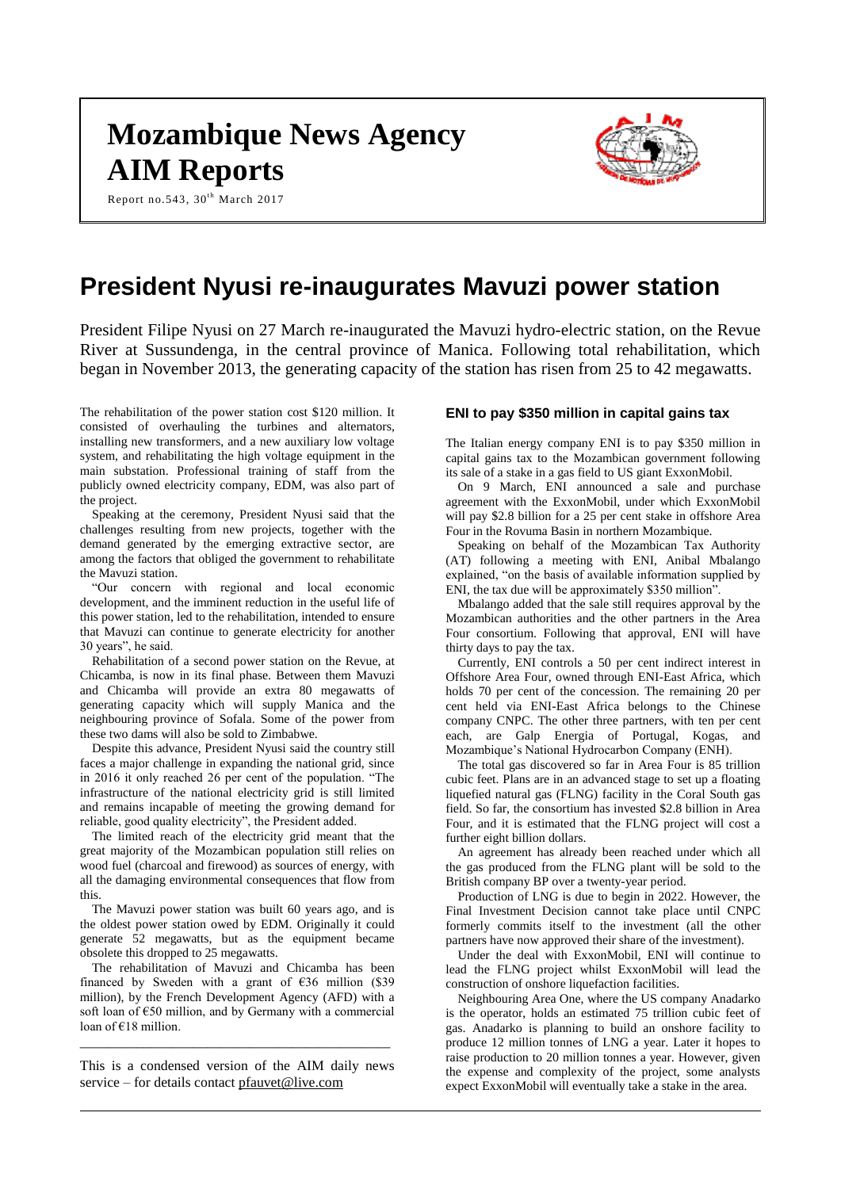# Mozambique News Agency AIM Reports

Report no.543, 30th March 2017

# President Nyusi re-inaugurates Mavuzi power station

President Filipe Nyusi on 27 March re-inaugurated the Mavuzi hydro-electric station, on the Revue River at Sussundenga, in the central province of Manica. Following total rehabilitation, which began in November 2013, the generating capacity of the station has risen from 25 to 42 megawatts.

The rehabilitation of the power station cost \$120 million. It consisted of overhauling the turbines and alternators, installing new transformers, and a new auxiliary low voltage system, and rehabilitating the high voltage equipment in the main substation. Professional training of staff from the publicly owned electricity company, EDM, was also part of the project.

Speaking at the ceremony, President Nyusi said that the challenges resulting from new projects, together with the demand generated by the emerging extractive sector, are among the factors that obliged the government to rehabilitate the Mavuzi station.

"Our concern with regional and local economic development, and the imminent reduction in the useful life of this power station, led to the rehabilitation, intended to ensure that Mavuzi can continue to generate electricity for another 30 years", he said.

Rehabilitation of a second power station on the Revue, at Chicamba, is now in its final phase. Between them Mavuzi and Chicamba will provide an extra 80 megawatts of generating capacity which will supply Manica and the neighbouring province of Sofala. Some of the power from these two dams will also be sold to Zimbabwe.

Despite this advance, President Nyusi said the country still faces a major challenge in expanding the national grid, since in 2016 it only reached 26 per cent of the population. "The infrastructure of the national electricity grid is still limited and remains incapable of meeting the growing demand for reliable, good quality electricity", the President added.

The limited reach of the electricity grid meant that the great majority of the Mozambican population still relies on wood fuel (charcoal and firewood) as sources of energy, with all the damaging environmental consequences that flow from this.

The Mavuzi power station was built 60 years ago, and is the oldest power station owed by EDM. Originally it could generate 52 megawatts, but as the equipment became obsolete this dropped to 25 megawatts.

The rehabilitation of Mavuzi and Chicamba has been financed by Sweden with a grant of €36 million (\$39 million), by the French Development Agency (AFD) with a soft loan of €50 million, and by Germany with a commercial loan of €18 million.

---

This is a condensed version of the AIM daily news service – for details contact pfauvet@live.com

### ENI to pay \$350 million in capital gains tax

The Italian energy company ENI is to pay \$350 million in capital gains tax to the Mozambican government following its sale of a stake in a gas field to US giant ExxonMobil.

On 9 March, ENI announced a sale and purchase agreement with the ExxonMobil, under which ExxonMobil will pay \$2.8 billion for a 25 per cent stake in offshore Area Four in the Rovuma Basin in northern Mozambique.

Speaking on behalf of the Mozambican Tax Authority (AT) following a meeting with ENI, Anibal Mbalango explained, "on the basis of available information supplied by ENI, the tax due will be approximately \$350 million".

Mbalango added that the sale still requires approval by the Mozambican authorities and the other partners in the Area Four consortium. Following that approval, ENI will have thirty days to pay the tax.

Currently, ENI controls a 50 per cent indirect interest in Offshore Area Four, owned through ENI-East Africa, which holds 70 per cent of the concession. The remaining 20 per cent held via ENI-East Africa belongs to the Chinese company CNPC. The other three partners, with ten per cent each, are Galp Energia of Portugal, Kogas, and Mozambique's National Hydrocarbon Company (ENH).

The total gas discovered so far in Area Four is 85 trillion cubic feet. Plans are in an advanced stage to set up a floating liquefied natural gas (FLNG) facility in the Coral South gas field. So far, the consortium has invested \$2.8 billion in Area Four, and it is estimated that the FLNG project will cost a further eight billion dollars.

An agreement has already been reached under which all the gas produced from the FLNG plant will be sold to the British company BP over a twenty-year period.

Production of LNG is due to begin in 2022. However, the Final Investment Decision cannot take place until CNPC formerly commits itself to the investment (all the other partners have now approved their share of the investment).

Under the deal with ExxonMobil, ENI will continue to lead the FLNG project whilst ExxonMobil will lead the construction of onshore liquefaction facilities.

Neighbouring Area One, where the US company Anadarko is the operator, holds an estimated 75 trillion cubic feet of gas. Anadarko is planning to build an onshore facility to produce 12 million tonnes of LNG a year. Later it hopes to raise production to 20 million tonnes a year. However, given the expense and complexity of the project, some analysts expect ExxonMobil will eventually take a stake in the area.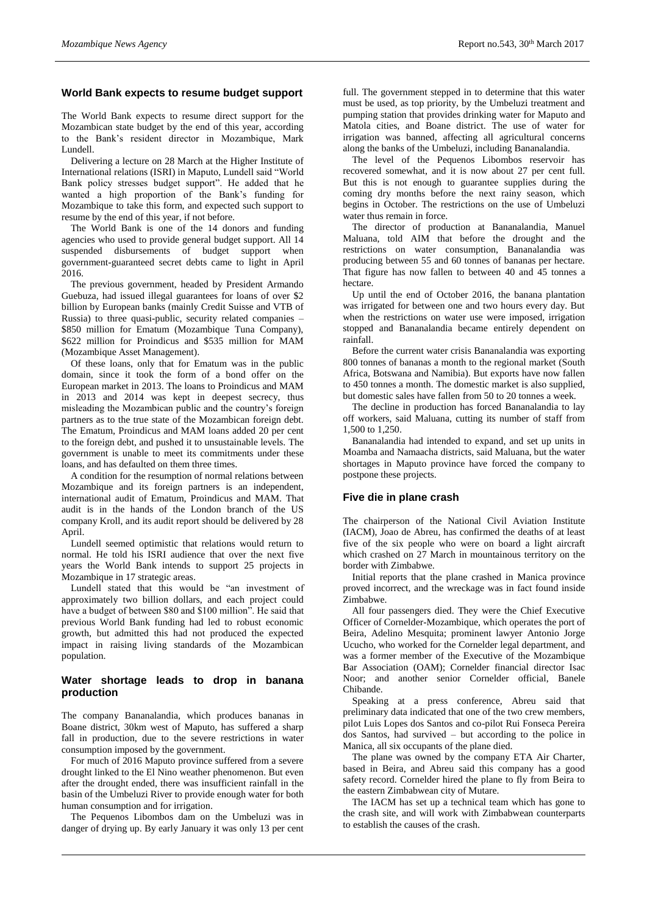## World Bank expects to resume budget support

The World Bank expects to resume direct support for the Mozambican state budget by the end of this year, according to the Bank's resident director in Mozambique, Mark Lundell.

Delivering a lecture on 28 March at the Higher Institute of International relations (ISRI) in Maputo, Lundell said "World Bank policy stresses budget support". He added that he wanted a high proportion of the Bank's funding for Mozambique to take this form, and expected such support to resume by the end of this year, if not before.

The World Bank is one of the 14 donors and funding agencies who used to provide general budget support. All 14 suspended disbursements of budget support when government-guaranteed secret debts came to light in April 2016.

The previous government, headed by President Armando Guebuza, had issued illegal guarantees for loans of over $2 billion by European banks (mainly Credit Suisse and VTB of Russia) to three quasi-public, security related companies – $850 million for Ematum (Mozambique Tuna Company), $622 million for Proindicus and $535 million for MAM (Mozambique Asset Management).

Of these loans, only that for Ematum was in the public domain, since it took the form of a bond offer on the European market in 2013. The loans to Proindicus and MAM in 2013 and 2014 was kept in deepest secrecy, thus misleading the Mozambican public and the country's foreign partners as to the true state of the Mozambican foreign debt. The Ematum, Proindicus and MAM loans added 20 per cent to the foreign debt, and pushed it to unsustainable levels. The government is unable to meet its commitments under these loans, and has defaulted on them three times.

A condition for the resumption of normal relations between Mozambique and its foreign partners is an independent, international audit of Ematum, Proindicus and MAM. That audit is in the hands of the London branch of the US company Kroll, and its audit report should be delivered by 28 April.

Lundell seemed optimistic that relations would return to normal. He told his ISRI audience that over the next five years the World Bank intends to support 25 projects in Mozambique in 17 strategic areas.

Lundell stated that this would be "an investment of approximately two billion dollars, and each project could have a budget of between $80 and $100 million". He said that previous World Bank funding had led to robust economic growth, but admitted this had not produced the expected impact in raising living standards of the Mozambican population.

## Water shortage leads to drop in banana production

The company Bananalandia, which produces bananas in Boane district, 30km west of Maputo, has suffered a sharp fall in production, due to the severe restrictions in water consumption imposed by the government.

For much of 2016 Maputo province suffered from a severe drought linked to the El Nino weather phenomenon. But even after the drought ended, there was insufficient rainfall in the basin of the Umbeluzi River to provide enough water for both human consumption and for irrigation.

The Pequenos Libombos dam on the Umbeluzi was in danger of drying up. By early January it was only 13 per cent full. The government stepped in to determine that this water must be used, as top priority, by the Umbeluzi treatment and pumping station that provides drinking water for Maputo and Matola cities, and Boane district. The use of water for irrigation was banned, affecting all agricultural concerns along the banks of the Umbeluzi, including Bananalandia.

The level of the Pequenos Libombos reservoir has recovered somewhat, and it is now about 27 per cent full. But this is not enough to guarantee supplies during the coming dry months before the next rainy season, which begins in October. The restrictions on the use of Umbeluzi water thus remain in force.

The director of production at Bananalandia, Manuel Maluana, told AIM that before the drought and the restrictions on water consumption, Bananalandia was producing between 55 and 60 tonnes of bananas per hectare. That figure has now fallen to between 40 and 45 tonnes a hectare.

Up until the end of October 2016, the banana plantation was irrigated for between one and two hours every day. But when the restrictions on water use were imposed, irrigation stopped and Bananalandia became entirely dependent on rainfall.

Before the current water crisis Bananalandia was exporting 800 tonnes of bananas a month to the regional market (South Africa, Botswana and Namibia). But exports have now fallen to 450 tonnes a month. The domestic market is also supplied, but domestic sales have fallen from 50 to 20 tonnes a week.

The decline in production has forced Bananalandia to lay off workers, said Maluana, cutting its number of staff from 1,500 to 1,250.

Bananalandia had intended to expand, and set up units in Moamba and Namaacha districts, said Maluana, but the water shortages in Maputo province have forced the company to postpone these projects.

## Five die in plane crash

The chairperson of the National Civil Aviation Institute (IACM), Joao de Abreu, has confirmed the deaths of at least five of the six people who were on board a light aircraft which crashed on 27 March in mountainous territory on the border with Zimbabwe.

Initial reports that the plane crashed in Manica province proved incorrect, and the wreckage was in fact found inside Zimbabwe.

All four passengers died. They were the Chief Executive Officer of Cornelder-Mozambique, which operates the port of Beira, Adelino Mesquita; prominent lawyer Antonio Jorge Ucucho, who worked for the Cornelder legal department, and was a former member of the Executive of the Mozambique Bar Association (OAM); Cornelder financial director Isac Noor; and another senior Cornelder official, Banele Chibande.

Speaking at a press conference, Abreu said that preliminary data indicated that one of the two crew members, pilot Luis Lopes dos Santos and co-pilot Rui Fonseca Pereira dos Santos, had survived – but according to the police in Manica, all six occupants of the plane died.

The plane was owned by the company ETA Air Charter, based in Beira, and Abreu said this company has a good safety record. Cornelder hired the plane to fly from Beira to the eastern Zimbabwean city of Mutare.

The IACM has set up a technical team which has gone to the crash site, and will work with Zimbabwean counterparts to establish the causes of the crash.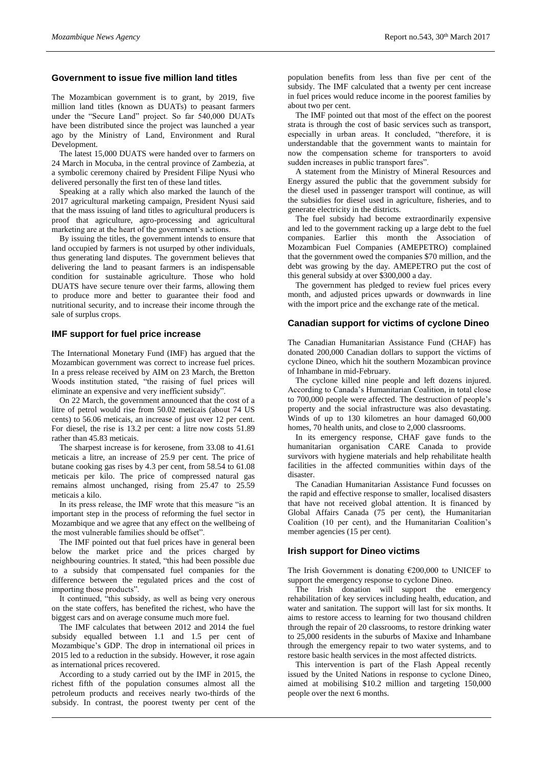## Government to issue five million land titles

The Mozambican government is to grant, by 2019, five million land titles (known as DUATs) to peasant farmers under the "Secure Land" project. So far 540,000 DUATs have been distributed since the project was launched a year ago by the Ministry of Land, Environment and Rural Development.

The latest 15,000 DUATS were handed over to farmers on 24 March in Mocuba, in the central province of Zambezia, at a symbolic ceremony chaired by President Filipe Nyusi who delivered personally the first ten of these land titles.

Speaking at a rally which also marked the launch of the 2017 agricultural marketing campaign, President Nyusi said that the mass issuing of land titles to agricultural producers is proof that agriculture, agro-processing and agricultural marketing are at the heart of the government's actions.

By issuing the titles, the government intends to ensure that land occupied by farmers is not usurped by other individuals, thus generating land disputes. The government believes that delivering the land to peasant farmers is an indispensable condition for sustainable agriculture. Those who hold DUATS have secure tenure over their farms, allowing them to produce more and better to guarantee their food and nutritional security, and to increase their income through the sale of surplus crops.

## IMF support for fuel price increase

The International Monetary Fund (IMF) has argued that the Mozambican government was correct to increase fuel prices. In a press release received by AIM on 23 March, the Bretton Woods institution stated, "the raising of fuel prices will eliminate an expensive and very inefficient subsidy".

On 22 March, the government announced that the cost of a litre of petrol would rise from 50.02 meticais (about 74 US cents) to 56.06 meticais, an increase of just over 12 per cent. For diesel, the rise is 13.2 per cent: a litre now costs 51.89 rather than 45.83 meticais.

The sharpest increase is for kerosene, from 33.08 to 41.61 meticais a litre, an increase of 25.9 per cent. The price of butane cooking gas rises by 4.3 per cent, from 58.54 to 61.08 meticais per kilo. The price of compressed natural gas remains almost unchanged, rising from 25.47 to 25.59 meticais a kilo.

In its press release, the IMF wrote that this measure "is an important step in the process of reforming the fuel sector in Mozambique and we agree that any effect on the wellbeing of the most vulnerable families should be offset".

The IMF pointed out that fuel prices have in general been below the market price and the prices charged by neighbouring countries. It stated, "this had been possible due to a subsidy that compensated fuel companies for the difference between the regulated prices and the cost of importing those products".

It continued, "this subsidy, as well as being very onerous on the state coffers, has benefited the richest, who have the biggest cars and on average consume much more fuel.

The IMF calculates that between 2012 and 2014 the fuel subsidy equalled between 1.1 and 1.5 per cent of Mozambique's GDP. The drop in international oil prices in 2015 led to a reduction in the subsidy. However, it rose again as international prices recovered.

According to a study carried out by the IMF in 2015, the richest fifth of the population consumes almost all the petroleum products and receives nearly two-thirds of the subsidy. In contrast, the poorest twenty per cent of the population benefits from less than five per cent of the subsidy. The IMF calculated that a twenty per cent increase in fuel prices would reduce income in the poorest families by about two per cent.

The IMF pointed out that most of the effect on the poorest strata is through the cost of basic services such as transport, especially in urban areas. It concluded, "therefore, it is understandable that the government wants to maintain for now the compensation scheme for transporters to avoid sudden increases in public transport fares".

A statement from the Ministry of Mineral Resources and Energy assured the public that the government subsidy for the diesel used in passenger transport will continue, as will the subsidies for diesel used in agriculture, fisheries, and to generate electricity in the districts.

The fuel subsidy had become extraordinarily expensive and led to the government racking up a large debt to the fuel companies. Earlier this month the Association of Mozambican Fuel Companies (AMEPETRO) complained that the government owed the companies $70 million, and the debt was growing by the day. AMEPETRO put the cost of this general subsidy at over $300,000 a day.

The government has pledged to review fuel prices every month, and adjusted prices upwards or downwards in line with the import price and the exchange rate of the metical.

## Canadian support for victims of cyclone Dineo

The Canadian Humanitarian Assistance Fund (CHAF) has donated 200,000 Canadian dollars to support the victims of cyclone Dineo, which hit the southern Mozambican province of Inhambane in mid-February.

The cyclone killed nine people and left dozens injured. According to Canada's Humanitarian Coalition, in total close to 700,000 people were affected. The destruction of people's property and the social infrastructure was also devastating. Winds of up to 130 kilometres an hour damaged 60,000 homes, 70 health units, and close to 2,000 classrooms.

In its emergency response, CHAF gave funds to the humanitarian organisation CARE Canada to provide survivors with hygiene materials and help rehabilitate health facilities in the affected communities within days of the disaster.

The Canadian Humanitarian Assistance Fund focusses on the rapid and effective response to smaller, localised disasters that have not received global attention. It is financed by Global Affairs Canada (75 per cent), the Humanitarian Coalition (10 per cent), and the Humanitarian Coalition's member agencies (15 per cent).

## Irish support for Dineo victims

The Irish Government is donating €200,000 to UNICEF to support the emergency response to cyclone Dineo.

The Irish donation will support the emergency rehabilitation of key services including health, education, and water and sanitation. The support will last for six months. It aims to restore access to learning for two thousand children through the repair of 20 classrooms, to restore drinking water to 25,000 residents in the suburbs of Maxixe and Inhambane through the emergency repair to two water systems, and to restore basic health services in the most affected districts.

This intervention is part of the Flash Appeal recently issued by the United Nations in response to cyclone Dineo, aimed at mobilising $10.2 million and targeting 150,000 people over the next 6 months.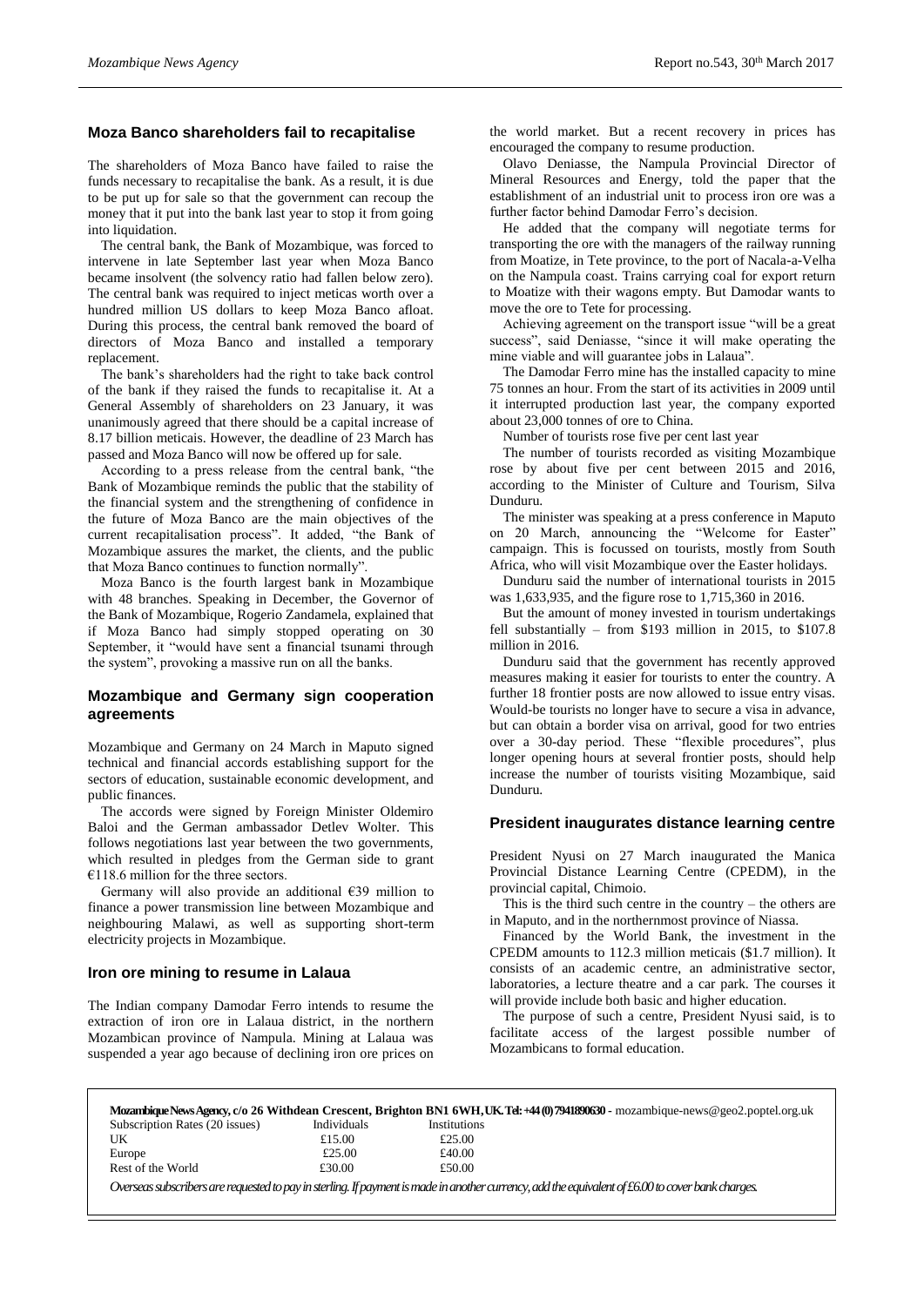## Moza Banco shareholders fail to recapitalise

The shareholders of Moza Banco have failed to raise the funds necessary to recapitalise the bank. As a result, it is due to be put up for sale so that the government can recoup the money that it put into the bank last year to stop it from going into liquidation.

The central bank, the Bank of Mozambique, was forced to intervene in late September last year when Moza Banco became insolvent (the solvency ratio had fallen below zero). The central bank was required to inject meticas worth over a hundred million US dollars to keep Moza Banco afloat. During this process, the central bank removed the board of directors of Moza Banco and installed a temporary replacement.

The bank's shareholders had the right to take back control of the bank if they raised the funds to recapitalise it. At a General Assembly of shareholders on 23 January, it was unanimously agreed that there should be a capital increase of 8.17 billion meticais. However, the deadline of 23 March has passed and Moza Banco will now be offered up for sale.

According to a press release from the central bank, "the Bank of Mozambique reminds the public that the stability of the financial system and the strengthening of confidence in the future of Moza Banco are the main objectives of the current recapitalisation process". It added, "the Bank of Mozambique assures the market, the clients, and the public that Moza Banco continues to function normally".

Moza Banco is the fourth largest bank in Mozambique with 48 branches. Speaking in December, the Governor of the Bank of Mozambique, Rogerio Zandamela, explained that if Moza Banco had simply stopped operating on 30 September, it "would have sent a financial tsunami through the system", provoking a massive run on all the banks.

## Mozambique and Germany sign cooperation agreements

Mozambique and Germany on 24 March in Maputo signed technical and financial accords establishing support for the sectors of education, sustainable economic development, and public finances.

The accords were signed by Foreign Minister Oldemiro Baloi and the German ambassador Detlev Wolter. This follows negotiations last year between the two governments, which resulted in pledges from the German side to grant €118.6 million for the three sectors.

Germany will also provide an additional €39 million to finance a power transmission line between Mozambique and neighbouring Malawi, as well as supporting short-term electricity projects in Mozambique.

## Iron ore mining to resume in Lalaua

The Indian company Damodar Ferro intends to resume the extraction of iron ore in Lalaua district, in the northern Mozambican province of Nampula. Mining at Lalaua was suspended a year ago because of declining iron ore prices on the world market. But a recent recovery in prices has encouraged the company to resume production.

Olavo Deniasse, the Nampula Provincial Director of Mineral Resources and Energy, told the paper that the establishment of an industrial unit to process iron ore was a further factor behind Damodar Ferro's decision.

He added that the company will negotiate terms for transporting the ore with the managers of the railway running from Moatize, in Tete province, to the port of Nacala-a-Velha on the Nampula coast. Trains carrying coal for export return to Moatize with their wagons empty. But Damodar wants to move the ore to Tete for processing.

Achieving agreement on the transport issue "will be a great success", said Deniasse, "since it will make operating the mine viable and will guarantee jobs in Lalaua".

The Damodar Ferro mine has the installed capacity to mine 75 tonnes an hour. From the start of its activities in 2009 until it interrupted production last year, the company exported about 23,000 tonnes of ore to China.

Number of tourists rose five per cent last year

The number of tourists recorded as visiting Mozambique rose by about five per cent between 2015 and 2016, according to the Minister of Culture and Tourism, Silva Dunduru.

The minister was speaking at a press conference in Maputo on 20 March, announcing the "Welcome for Easter" campaign. This is focussed on tourists, mostly from South Africa, who will visit Mozambique over the Easter holidays.

Dunduru said the number of international tourists in 2015 was 1,633,935, and the figure rose to 1,715,360 in 2016.

But the amount of money invested in tourism undertakings fell substantially – from $193 million in 2015, to $107.8 million in 2016.

Dunduru said that the government has recently approved measures making it easier for tourists to enter the country. A further 18 frontier posts are now allowed to issue entry visas. Would-be tourists no longer have to secure a visa in advance, but can obtain a border visa on arrival, good for two entries over a 30-day period. These "flexible procedures", plus longer opening hours at several frontier posts, should help increase the number of tourists visiting Mozambique, said Dunduru.

## President inaugurates distance learning centre

President Nyusi on 27 March inaugurated the Manica Provincial Distance Learning Centre (CPEDM), in the provincial capital, Chimoio.

This is the third such centre in the country – the others are in Maputo, and in the northernmost province of Niassa.

Financed by the World Bank, the investment in the CPEDM amounts to 112.3 million meticais ($1.7 million). It consists of an academic centre, an administrative sector, laboratories, a lecture theatre and a car park. The courses it will provide include both basic and higher education.

The purpose of such a centre, President Nyusi said, is to facilitate access of the largest possible number of Mozambicans to formal education.

---

**Mozambique News Agency, c/o 26 Withdean Crescent, Brighton BN1 6WH, UK. Tel: +44 (0) 7941890630** - mozambique-news@geo2.poptel.org.uk

| Subscription Rates (20 issues) | Individuals | Institutions |
|---|---|---|
| UK | £15.00 | £25.00 |
| Europe | £25.00 | £40.00 |
| Rest of the World | £30.00 | £50.00 |

*Overseas subscribers are requested to pay in sterling. If payment is made in another currency, add the equivalent of £6.00 to cover bank charges.*